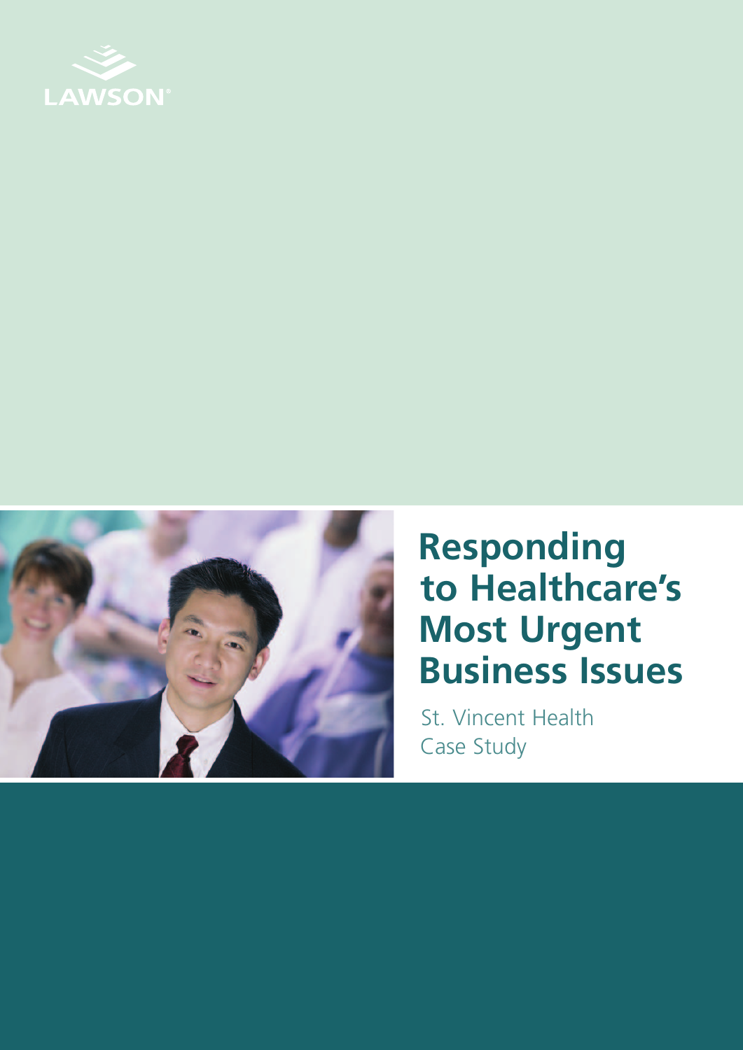LAWSON

# Responding to Healthcare's Most Urgent Business Issues

St. Vincent Health
Case Study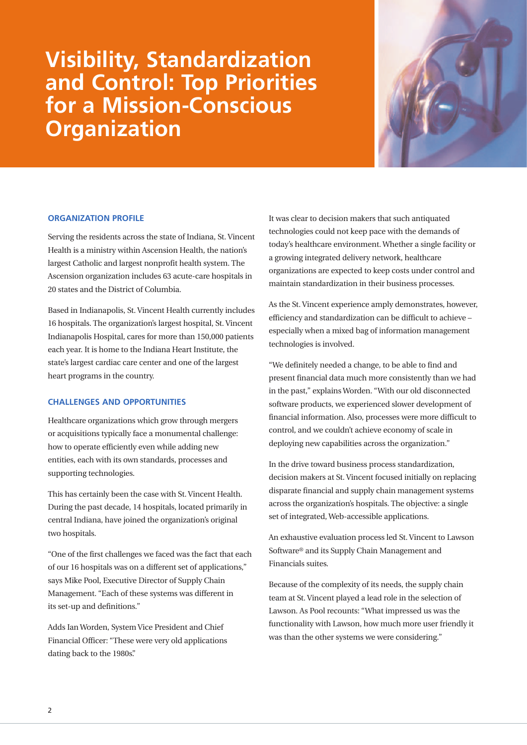# Visibility, Standardization and Control: Top Priorities for a Mission-Conscious Organization

## ORGANIZATION PROFILE

Serving the residents across the state of Indiana, St. Vincent Health is a ministry within Ascension Health, the nation's largest Catholic and largest nonprofit health system. The Ascension organization includes 63 acute-care hospitals in 20 states and the District of Columbia.

Based in Indianapolis, St. Vincent Health currently includes 16 hospitals. The organization's largest hospital, St. Vincent Indianapolis Hospital, cares for more than 150,000 patients each year. It is home to the Indiana Heart Institute, the state's largest cardiac care center and one of the largest heart programs in the country.

## CHALLENGES AND OPPORTUNITIES

Healthcare organizations which grow through mergers or acquisitions typically face a monumental challenge: how to operate efficiently even while adding new entities, each with its own standards, processes and supporting technologies.

This has certainly been the case with St. Vincent Health. During the past decade, 14 hospitals, located primarily in central Indiana, have joined the organization's original two hospitals.

"One of the first challenges we faced was the fact that each of our 16 hospitals was on a different set of applications," says Mike Pool, Executive Director of Supply Chain Management. "Each of these systems was different in its set-up and definitions."

Adds Ian Worden, System Vice President and Chief Financial Officer: "These were very old applications dating back to the 1980s."

It was clear to decision makers that such antiquated technologies could not keep pace with the demands of today's healthcare environment. Whether a single facility or a growing integrated delivery network, healthcare organizations are expected to keep costs under control and maintain standardization in their business processes.

As the St. Vincent experience amply demonstrates, however, efficiency and standardization can be difficult to achieve – especially when a mixed bag of information management technologies is involved.

"We definitely needed a change, to be able to find and present financial data much more consistently than we had in the past," explains Worden. "With our old disconnected software products, we experienced slower development of financial information. Also, processes were more difficult to control, and we couldn't achieve economy of scale in deploying new capabilities across the organization."

In the drive toward business process standardization, decision makers at St. Vincent focused initially on replacing disparate financial and supply chain management systems across the organization's hospitals. The objective: a single set of integrated, Web-accessible applications.

An exhaustive evaluation process led St. Vincent to Lawson Software® and its Supply Chain Management and Financials suites.

Because of the complexity of its needs, the supply chain team at St. Vincent played a lead role in the selection of Lawson. As Pool recounts: "What impressed us was the functionality with Lawson, how much more user friendly it was than the other systems we were considering."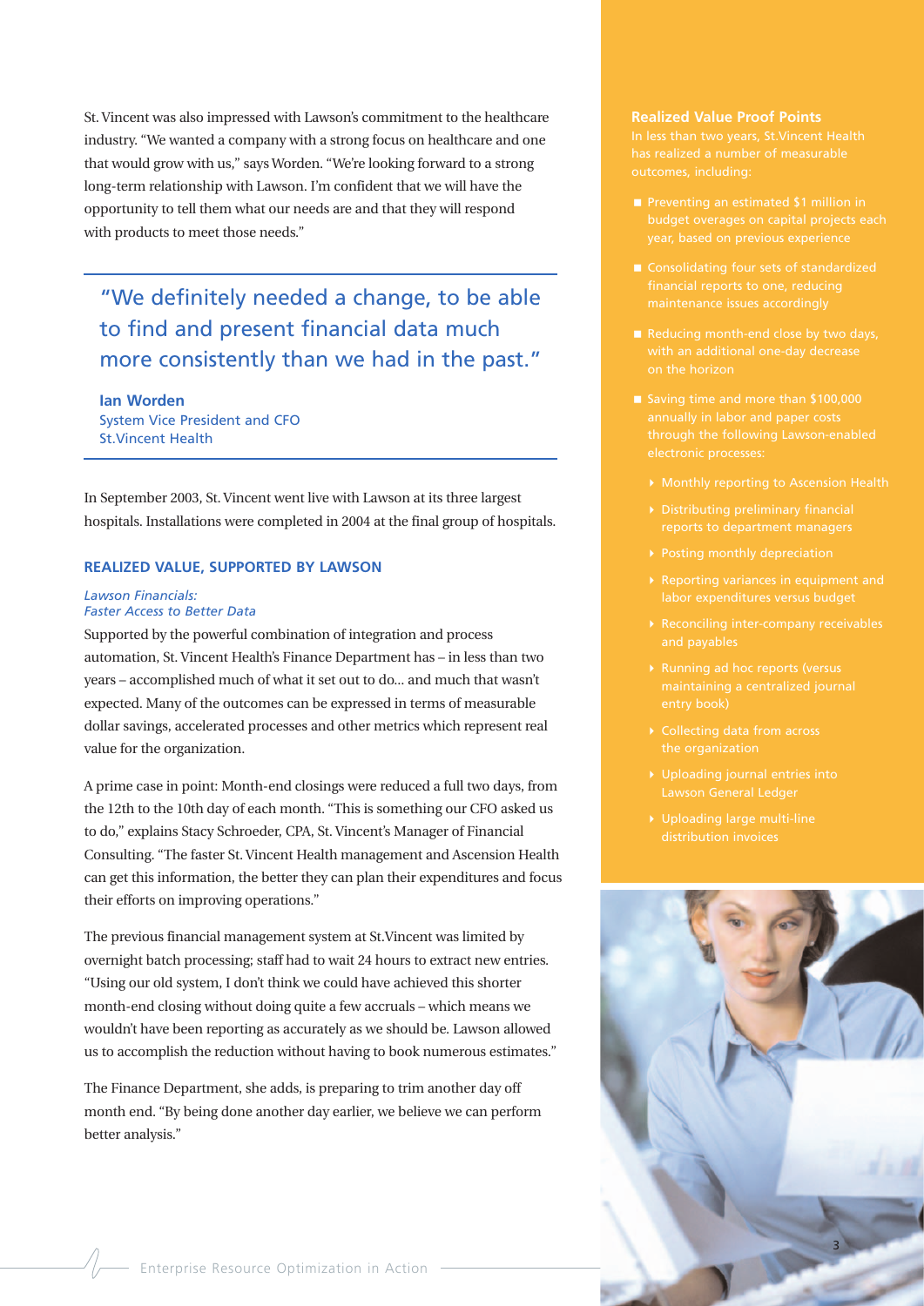St. Vincent was also impressed with Lawson's commitment to the healthcare industry. "We wanted a company with a strong focus on healthcare and one that would grow with us," says Worden. "We're looking forward to a strong long-term relationship with Lawson. I'm confident that we will have the opportunity to tell them what our needs are and that they will respond with products to meet those needs."

> "We definitely needed a change, to be able to find and present financial data much more consistently than we had in the past."
>
> **Ian Worden**
> System Vice President and CFO
> St.Vincent Health

In September 2003, St. Vincent went live with Lawson at its three largest hospitals. Installations were completed in 2004 at the final group of hospitals.

## REALIZED VALUE, SUPPORTED BY LAWSON

*Lawson Financials:*
*Faster Access to Better Data*

Supported by the powerful combination of integration and process automation, St. Vincent Health's Finance Department has – in less than two years – accomplished much of what it set out to do... and much that wasn't expected. Many of the outcomes can be expressed in terms of measurable dollar savings, accelerated processes and other metrics which represent real value for the organization.

A prime case in point: Month-end closings were reduced a full two days, from the 12th to the 10th day of each month. "This is something our CFO asked us to do," explains Stacy Schroeder, CPA, St. Vincent's Manager of Financial Consulting. "The faster St. Vincent Health management and Ascension Health can get this information, the better they can plan their expenditures and focus their efforts on improving operations."

The previous financial management system at St.Vincent was limited by overnight batch processing; staff had to wait 24 hours to extract new entries. "Using our old system, I don't think we could have achieved this shorter month-end closing without doing quite a few accruals – which means we wouldn't have been reporting as accurately as we should be. Lawson allowed us to accomplish the reduction without having to book numerous estimates."

The Finance Department, she adds, is preparing to trim another day off month end. "By being done another day earlier, we believe we can perform better analysis."

### Realized Value Proof Points

In less than two years, St.Vincent Health has realized a number of measurable outcomes, including:

- Preventing an estimated $1 million in budget overages on capital projects each year, based on previous experience
- Consolidating four sets of standardized financial reports to one, reducing maintenance issues accordingly
- Reducing month-end close by two days, with an additional one-day decrease on the horizon
- Saving time and more than $100,000 annually in labor and paper costs through the following Lawson-enabled electronic processes:
  - Monthly reporting to Ascension Health
  - Distributing preliminary financial reports to department managers
  - Posting monthly depreciation
  - Reporting variances in equipment and labor expenditures versus budget
  - Reconciling inter-company receivables and payables
  - Running ad hoc reports (versus maintaining a centralized journal entry book)
  - Collecting data from across the organization
  - Uploading journal entries into Lawson General Ledger
  - Uploading large multi-line distribution invoices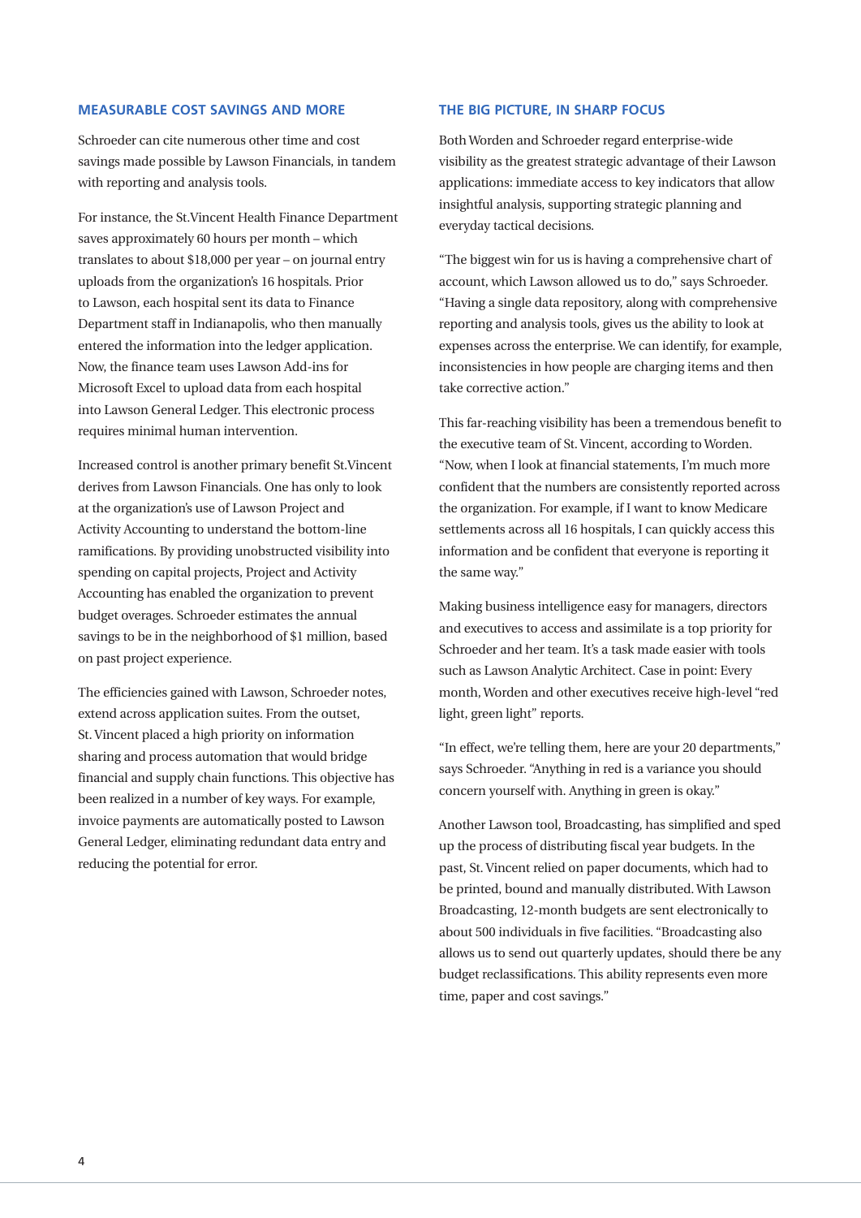## MEASURABLE COST SAVINGS AND MORE

Schroeder can cite numerous other time and cost savings made possible by Lawson Financials, in tandem with reporting and analysis tools.

For instance, the St.Vincent Health Finance Department saves approximately 60 hours per month – which translates to about $18,000 per year – on journal entry uploads from the organization's 16 hospitals. Prior to Lawson, each hospital sent its data to Finance Department staff in Indianapolis, who then manually entered the information into the ledger application. Now, the finance team uses Lawson Add-ins for Microsoft Excel to upload data from each hospital into Lawson General Ledger. This electronic process requires minimal human intervention.

Increased control is another primary benefit St.Vincent derives from Lawson Financials. One has only to look at the organization's use of Lawson Project and Activity Accounting to understand the bottom-line ramifications. By providing unobstructed visibility into spending on capital projects, Project and Activity Accounting has enabled the organization to prevent budget overages. Schroeder estimates the annual savings to be in the neighborhood of $1 million, based on past project experience.

The efficiencies gained with Lawson, Schroeder notes, extend across application suites. From the outset, St. Vincent placed a high priority on information sharing and process automation that would bridge financial and supply chain functions. This objective has been realized in a number of key ways. For example, invoice payments are automatically posted to Lawson General Ledger, eliminating redundant data entry and reducing the potential for error.

## THE BIG PICTURE, IN SHARP FOCUS

Both Worden and Schroeder regard enterprise-wide visibility as the greatest strategic advantage of their Lawson applications: immediate access to key indicators that allow insightful analysis, supporting strategic planning and everyday tactical decisions.

"The biggest win for us is having a comprehensive chart of account, which Lawson allowed us to do," says Schroeder. "Having a single data repository, along with comprehensive reporting and analysis tools, gives us the ability to look at expenses across the enterprise. We can identify, for example, inconsistencies in how people are charging items and then take corrective action."

This far-reaching visibility has been a tremendous benefit to the executive team of St. Vincent, according to Worden. "Now, when I look at financial statements, I'm much more confident that the numbers are consistently reported across the organization. For example, if I want to know Medicare settlements across all 16 hospitals, I can quickly access this information and be confident that everyone is reporting it the same way."

Making business intelligence easy for managers, directors and executives to access and assimilate is a top priority for Schroeder and her team. It's a task made easier with tools such as Lawson Analytic Architect. Case in point: Every month, Worden and other executives receive high-level "red light, green light" reports.

"In effect, we're telling them, here are your 20 departments," says Schroeder. "Anything in red is a variance you should concern yourself with. Anything in green is okay."

Another Lawson tool, Broadcasting, has simplified and sped up the process of distributing fiscal year budgets. In the past, St. Vincent relied on paper documents, which had to be printed, bound and manually distributed. With Lawson Broadcasting, 12-month budgets are sent electronically to about 500 individuals in five facilities. "Broadcasting also allows us to send out quarterly updates, should there be any budget reclassifications. This ability represents even more time, paper and cost savings."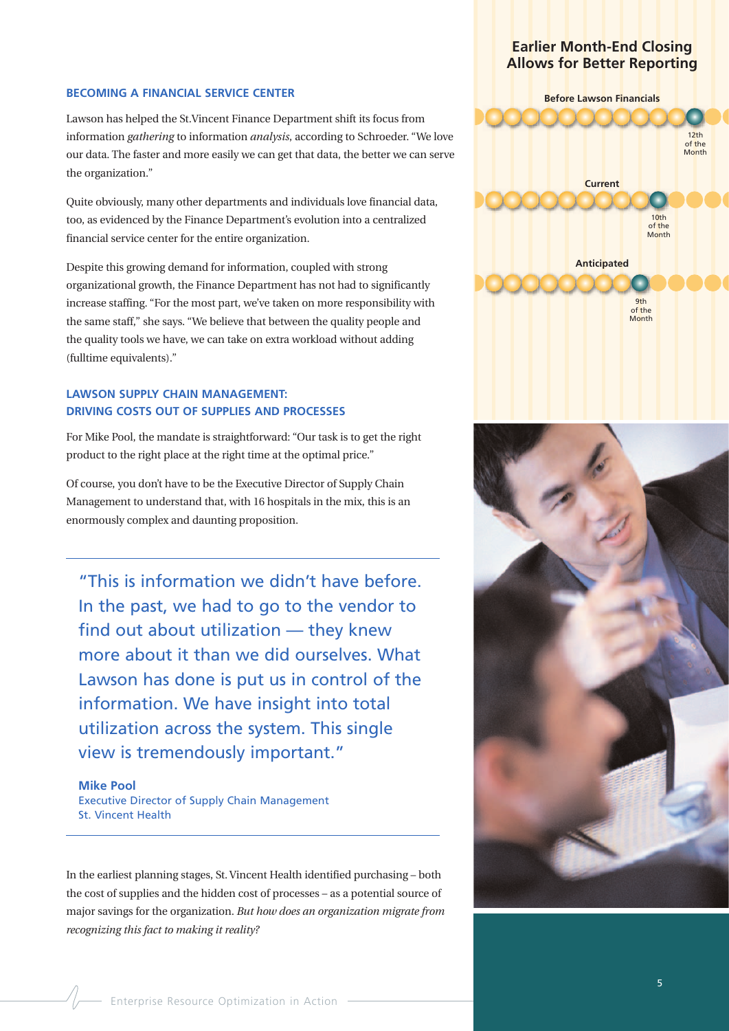## BECOMING A FINANCIAL SERVICE CENTER

Lawson has helped the St.Vincent Finance Department shift its focus from information *gathering* to information *analysis*, according to Schroeder. "We love our data. The faster and more easily we can get that data, the better we can serve the organization."

Quite obviously, many other departments and individuals love financial data, too, as evidenced by the Finance Department's evolution into a centralized financial service center for the entire organization.

Despite this growing demand for information, coupled with strong organizational growth, the Finance Department has not had to significantly increase staffing. "For the most part, we've taken on more responsibility with the same staff," she says. "We believe that between the quality people and the quality tools we have, we can take on extra workload without adding (fulltime equivalents)."

## LAWSON SUPPLY CHAIN MANAGEMENT: DRIVING COSTS OUT OF SUPPLIES AND PROCESSES

For Mike Pool, the mandate is straightforward: "Our task is to get the right product to the right place at the right time at the optimal price."

Of course, you don't have to be the Executive Director of Supply Chain Management to understand that, with 16 hospitals in the mix, this is an enormously complex and daunting proposition.

> "This is information we didn't have before. In the past, we had to go to the vendor to find out about utilization — they knew more about it than we did ourselves. What Lawson has done is put us in control of the information. We have insight into total utilization across the system. This single view is tremendously important."
>
> **Mike Pool**
> Executive Director of Supply Chain Management
> St. Vincent Health

In the earliest planning stages, St. Vincent Health identified purchasing – both the cost of supplies and the hidden cost of processes – as a potential source of major savings for the organization. *But how does an organization migrate from recognizing this fact to making it reality?*

### Earlier Month-End Closing Allows for Better Reporting

**Before Lawson Financials**

12th of the Month

**Current**

10th of the Month

**Anticipated**

9th of the Month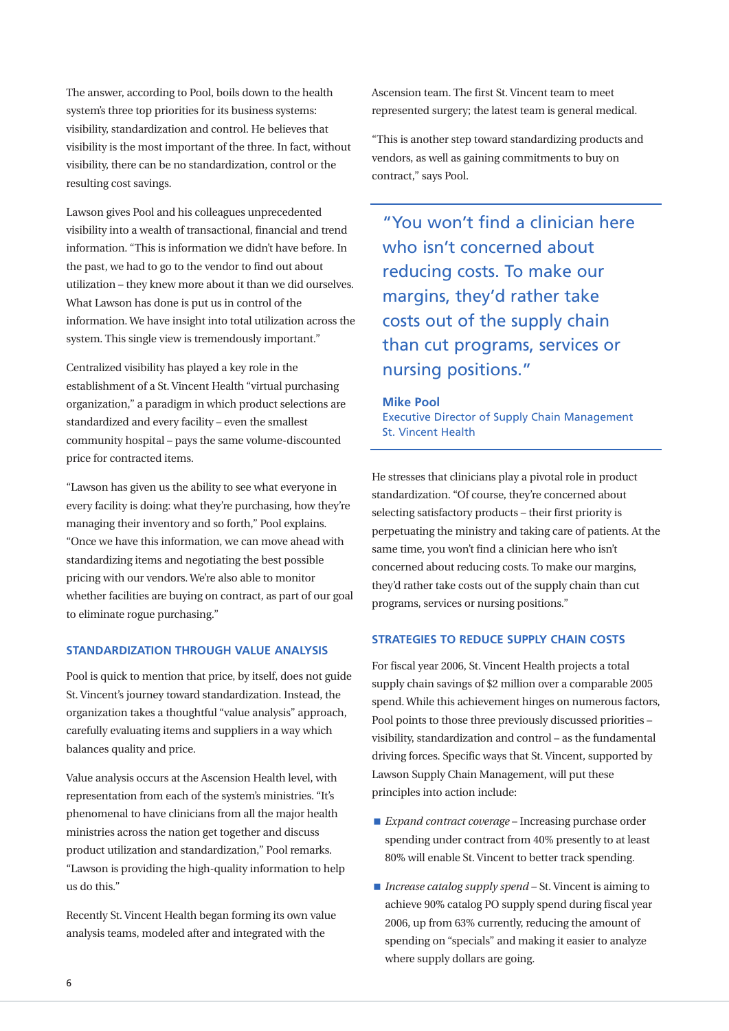The answer, according to Pool, boils down to the health system's three top priorities for its business systems: visibility, standardization and control. He believes that visibility is the most important of the three. In fact, without visibility, there can be no standardization, control or the resulting cost savings.

Lawson gives Pool and his colleagues unprecedented visibility into a wealth of transactional, financial and trend information. "This is information we didn't have before. In the past, we had to go to the vendor to find out about utilization – they knew more about it than we did ourselves. What Lawson has done is put us in control of the information. We have insight into total utilization across the system. This single view is tremendously important."

Centralized visibility has played a key role in the establishment of a St. Vincent Health "virtual purchasing organization," a paradigm in which product selections are standardized and every facility – even the smallest community hospital – pays the same volume-discounted price for contracted items.

"Lawson has given us the ability to see what everyone in every facility is doing: what they're purchasing, how they're managing their inventory and so forth," Pool explains. "Once we have this information, we can move ahead with standardizing items and negotiating the best possible pricing with our vendors. We're also able to monitor whether facilities are buying on contract, as part of our goal to eliminate rogue purchasing."

## STANDARDIZATION THROUGH VALUE ANALYSIS

Pool is quick to mention that price, by itself, does not guide St. Vincent's journey toward standardization. Instead, the organization takes a thoughtful "value analysis" approach, carefully evaluating items and suppliers in a way which balances quality and price.

Value analysis occurs at the Ascension Health level, with representation from each of the system's ministries. "It's phenomenal to have clinicians from all the major health ministries across the nation get together and discuss product utilization and standardization," Pool remarks. "Lawson is providing the high-quality information to help us do this."

Recently St. Vincent Health began forming its own value analysis teams, modeled after and integrated with the Ascension team. The first St. Vincent team to meet represented surgery; the latest team is general medical.

"This is another step toward standardizing products and vendors, as well as gaining commitments to buy on contract," says Pool.

> "You won't find a clinician here who isn't concerned about reducing costs. To make our margins, they'd rather take costs out of the supply chain than cut programs, services or nursing positions."
>
> **Mike Pool**
> Executive Director of Supply Chain Management
> St. Vincent Health

He stresses that clinicians play a pivotal role in product standardization. "Of course, they're concerned about selecting satisfactory products – their first priority is perpetuating the ministry and taking care of patients. At the same time, you won't find a clinician here who isn't concerned about reducing costs. To make our margins, they'd rather take costs out of the supply chain than cut programs, services or nursing positions."

## STRATEGIES TO REDUCE SUPPLY CHAIN COSTS

For fiscal year 2006, St. Vincent Health projects a total supply chain savings of $2 million over a comparable 2005 spend. While this achievement hinges on numerous factors, Pool points to those three previously discussed priorities – visibility, standardization and control – as the fundamental driving forces. Specific ways that St. Vincent, supported by Lawson Supply Chain Management, will put these principles into action include:

- *Expand contract coverage* – Increasing purchase order spending under contract from 40% presently to at least 80% will enable St. Vincent to better track spending.
- *Increase catalog supply spend* – St. Vincent is aiming to achieve 90% catalog PO supply spend during fiscal year 2006, up from 63% currently, reducing the amount of spending on "specials" and making it easier to analyze where supply dollars are going.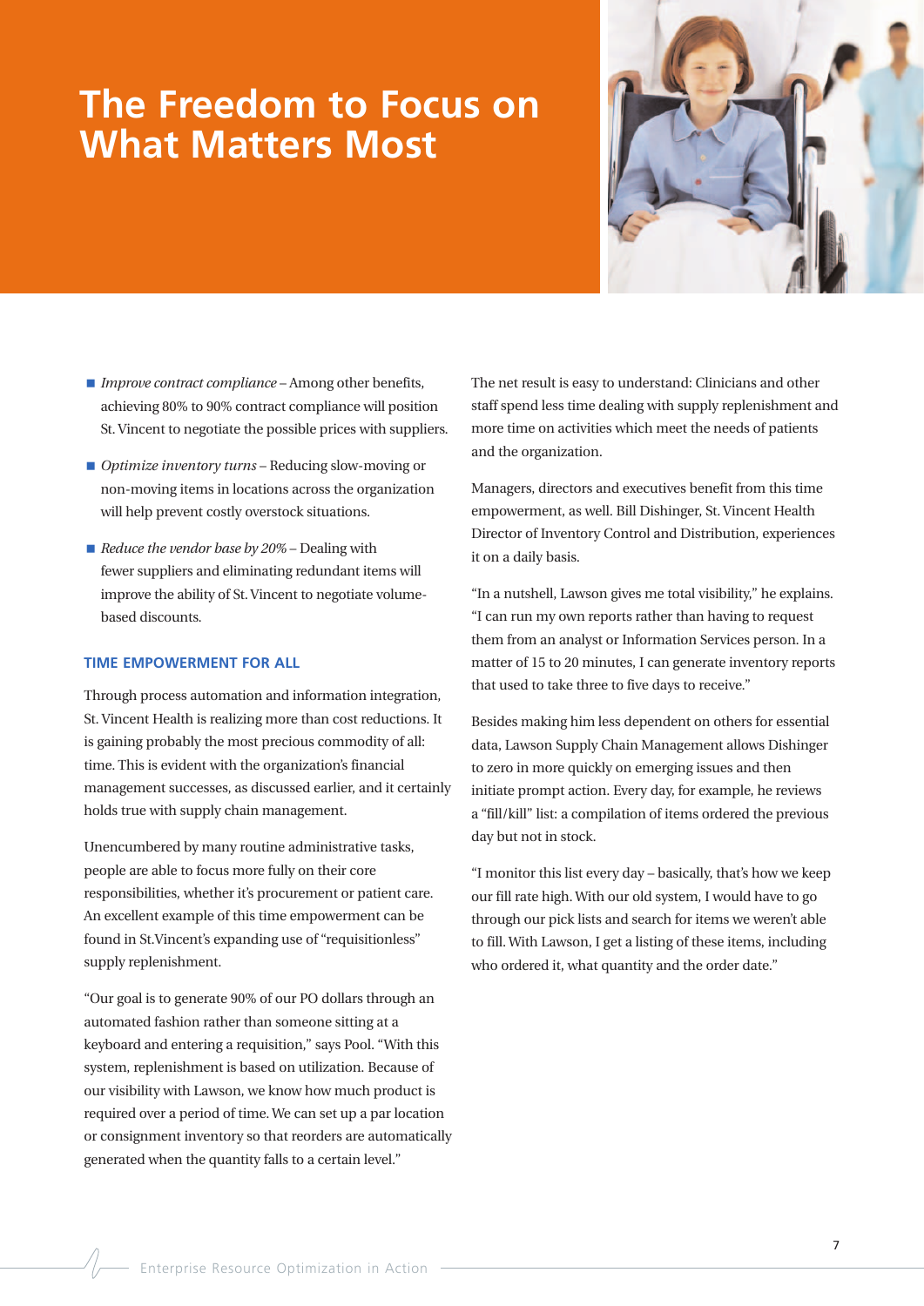# The Freedom to Focus on What Matters Most

- *Improve contract compliance* – Among other benefits, achieving 80% to 90% contract compliance will position St. Vincent to negotiate the possible prices with suppliers.
- *Optimize inventory turns* – Reducing slow-moving or non-moving items in locations across the organization will help prevent costly overstock situations.
- *Reduce the vendor base by 20%* – Dealing with fewer suppliers and eliminating redundant items will improve the ability of St. Vincent to negotiate volume-based discounts.

### TIME EMPOWERMENT FOR ALL

Through process automation and information integration, St. Vincent Health is realizing more than cost reductions. It is gaining probably the most precious commodity of all: time. This is evident with the organization's financial management successes, as discussed earlier, and it certainly holds true with supply chain management.

Unencumbered by many routine administrative tasks, people are able to focus more fully on their core responsibilities, whether it's procurement or patient care. An excellent example of this time empowerment can be found in St.Vincent's expanding use of "requisitionless" supply replenishment.

"Our goal is to generate 90% of our PO dollars through an automated fashion rather than someone sitting at a keyboard and entering a requisition," says Pool. "With this system, replenishment is based on utilization. Because of our visibility with Lawson, we know how much product is required over a period of time. We can set up a par location or consignment inventory so that reorders are automatically generated when the quantity falls to a certain level."

The net result is easy to understand: Clinicians and other staff spend less time dealing with supply replenishment and more time on activities which meet the needs of patients and the organization.

Managers, directors and executives benefit from this time empowerment, as well. Bill Dishinger, St. Vincent Health Director of Inventory Control and Distribution, experiences it on a daily basis.

"In a nutshell, Lawson gives me total visibility," he explains. "I can run my own reports rather than having to request them from an analyst or Information Services person. In a matter of 15 to 20 minutes, I can generate inventory reports that used to take three to five days to receive."

Besides making him less dependent on others for essential data, Lawson Supply Chain Management allows Dishinger to zero in more quickly on emerging issues and then initiate prompt action. Every day, for example, he reviews a "fill/kill" list: a compilation of items ordered the previous day but not in stock.

"I monitor this list every day – basically, that's how we keep our fill rate high. With our old system, I would have to go through our pick lists and search for items we weren't able to fill. With Lawson, I get a listing of these items, including who ordered it, what quantity and the order date."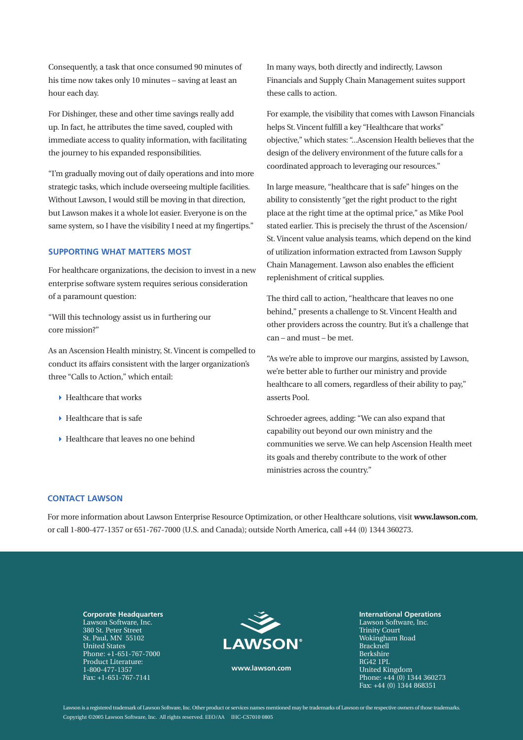Consequently, a task that once consumed 90 minutes of his time now takes only 10 minutes – saving at least an hour each day.

For Dishinger, these and other time savings really add up. In fact, he attributes the time saved, coupled with immediate access to quality information, with facilitating the journey to his expanded responsibilities.

"I'm gradually moving out of daily operations and into more strategic tasks, which include overseeing multiple facilities. Without Lawson, I would still be moving in that direction, but Lawson makes it a whole lot easier. Everyone is on the same system, so I have the visibility I need at my fingertips."

## SUPPORTING WHAT MATTERS MOST

For healthcare organizations, the decision to invest in a new enterprise software system requires serious consideration of a paramount question:

"Will this technology assist us in furthering our core mission?"

As an Ascension Health ministry, St. Vincent is compelled to conduct its affairs consistent with the larger organization's three "Calls to Action," which entail:

- Healthcare that works
- Healthcare that is safe
- Healthcare that leaves no one behind

In many ways, both directly and indirectly, Lawson Financials and Supply Chain Management suites support these calls to action.

For example, the visibility that comes with Lawson Financials helps St. Vincent fulfill a key "Healthcare that works" objective," which states: "...Ascension Health believes that the design of the delivery environment of the future calls for a coordinated approach to leveraging our resources."

In large measure, "healthcare that is safe" hinges on the ability to consistently "get the right product to the right place at the right time at the optimal price," as Mike Pool stated earlier. This is precisely the thrust of the Ascension/ St. Vincent value analysis teams, which depend on the kind of utilization information extracted from Lawson Supply Chain Management. Lawson also enables the efficient replenishment of critical supplies.

The third call to action, "healthcare that leaves no one behind," presents a challenge to St. Vincent Health and other providers across the country. But it's a challenge that can – and must – be met.

"As we're able to improve our margins, assisted by Lawson, we're better able to further our ministry and provide healthcare to all comers, regardless of their ability to pay," asserts Pool.

Schroeder agrees, adding: "We can also expand that capability out beyond our own ministry and the communities we serve. We can help Ascension Health meet its goals and thereby contribute to the work of other ministries across the country."

## CONTACT LAWSON

For more information about Lawson Enterprise Resource Optimization, or other Healthcare solutions, visit **www.lawson.com**, or call 1-800-477-1357 or 651-767-7000 (U.S. and Canada); outside North America, call +44 (0) 1344 360273.

**Corporate Headquarters**
Lawson Software, Inc.
380 St. Peter Street
St. Paul, MN 55102
United States
Phone: +1-651-767-7000
Product Literature:
1-800-477-1357
Fax: +1-651-767-7141

LAWSON®

**www.lawson.com**

**International Operations**
Lawson Software, Inc.
Trinity Court
Wokingham Road
Bracknell
Berkshire
RG42 1PL
United Kingdom
Phone: +44 (0) 1344 360273
Fax: +44 (0) 1344 868351

Lawson is a registered trademark of Lawson Software, Inc. Other product or services names mentioned may be trademarks of Lawson or the respective owners of those trademarks.
Copyright ©2005 Lawson Software, Inc. All rights reserved. EEO/AA IHC-CS7010 0805